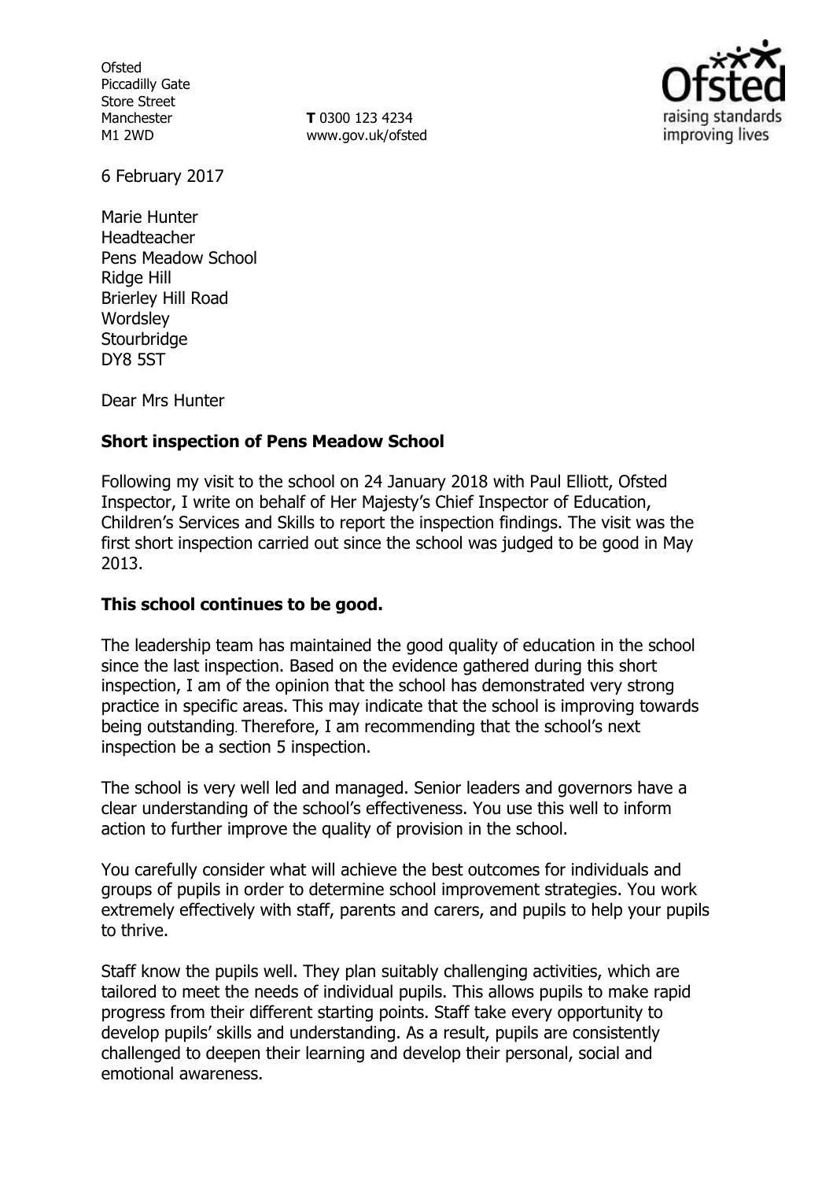Ofsted
Piccadilly Gate
Store Street
Manchester
M1 2WD

**T** 0300 123 4234
www.gov.uk/ofsted

6 February 2017

Marie Hunter
Headteacher
Pens Meadow School
Ridge Hill
Brierley Hill Road
Wordsley
Stourbridge
DY8 5ST

Dear Mrs Hunter

**Short inspection of Pens Meadow School**

Following my visit to the school on 24 January 2018 with Paul Elliott, Ofsted Inspector, I write on behalf of Her Majesty's Chief Inspector of Education, Children's Services and Skills to report the inspection findings. The visit was the first short inspection carried out since the school was judged to be good in May 2013.

**This school continues to be good.**

The leadership team has maintained the good quality of education in the school since the last inspection. Based on the evidence gathered during this short inspection, I am of the opinion that the school has demonstrated very strong practice in specific areas. This may indicate that the school is improving towards being outstanding. Therefore, I am recommending that the school's next inspection be a section 5 inspection.

The school is very well led and managed. Senior leaders and governors have a clear understanding of the school's effectiveness. You use this well to inform action to further improve the quality of provision in the school.

You carefully consider what will achieve the best outcomes for individuals and groups of pupils in order to determine school improvement strategies. You work extremely effectively with staff, parents and carers, and pupils to help your pupils to thrive.

Staff know the pupils well. They plan suitably challenging activities, which are tailored to meet the needs of individual pupils. This allows pupils to make rapid progress from their different starting points. Staff take every opportunity to develop pupils' skills and understanding. As a result, pupils are consistently challenged to deepen their learning and develop their personal, social and emotional awareness.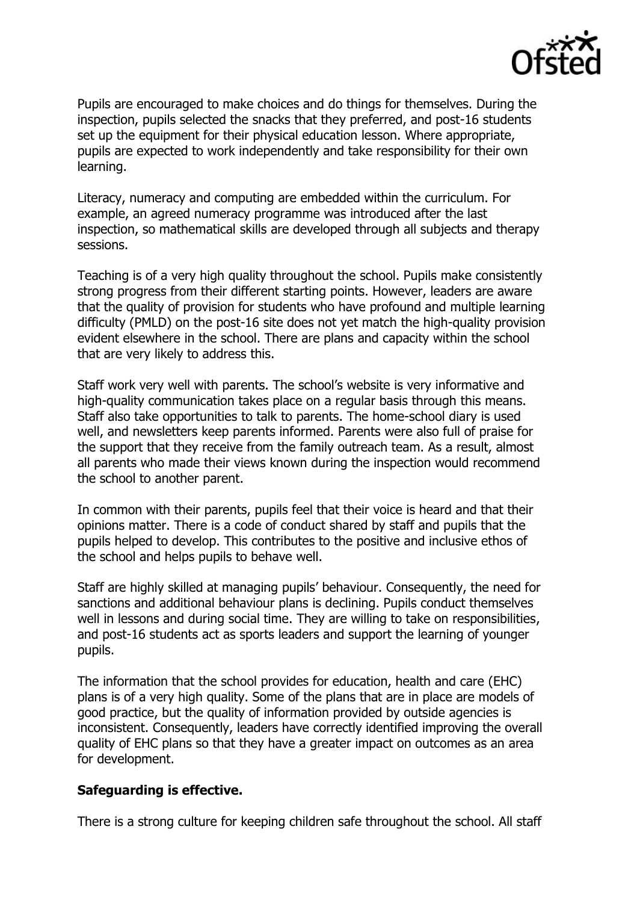Pupils are encouraged to make choices and do things for themselves. During the inspection, pupils selected the snacks that they preferred, and post-16 students set up the equipment for their physical education lesson. Where appropriate, pupils are expected to work independently and take responsibility for their own learning.

Literacy, numeracy and computing are embedded within the curriculum. For example, an agreed numeracy programme was introduced after the last inspection, so mathematical skills are developed through all subjects and therapy sessions.

Teaching is of a very high quality throughout the school. Pupils make consistently strong progress from their different starting points. However, leaders are aware that the quality of provision for students who have profound and multiple learning difficulty (PMLD) on the post-16 site does not yet match the high-quality provision evident elsewhere in the school. There are plans and capacity within the school that are very likely to address this.

Staff work very well with parents. The school's website is very informative and high-quality communication takes place on a regular basis through this means. Staff also take opportunities to talk to parents. The home-school diary is used well, and newsletters keep parents informed. Parents were also full of praise for the support that they receive from the family outreach team. As a result, almost all parents who made their views known during the inspection would recommend the school to another parent.

In common with their parents, pupils feel that their voice is heard and that their opinions matter. There is a code of conduct shared by staff and pupils that the pupils helped to develop. This contributes to the positive and inclusive ethos of the school and helps pupils to behave well.

Staff are highly skilled at managing pupils' behaviour. Consequently, the need for sanctions and additional behaviour plans is declining. Pupils conduct themselves well in lessons and during social time. They are willing to take on responsibilities, and post-16 students act as sports leaders and support the learning of younger pupils.

The information that the school provides for education, health and care (EHC) plans is of a very high quality. Some of the plans that are in place are models of good practice, but the quality of information provided by outside agencies is inconsistent. Consequently, leaders have correctly identified improving the overall quality of EHC plans so that they have a greater impact on outcomes as an area for development.

**Safeguarding is effective.**

There is a strong culture for keeping children safe throughout the school. All staff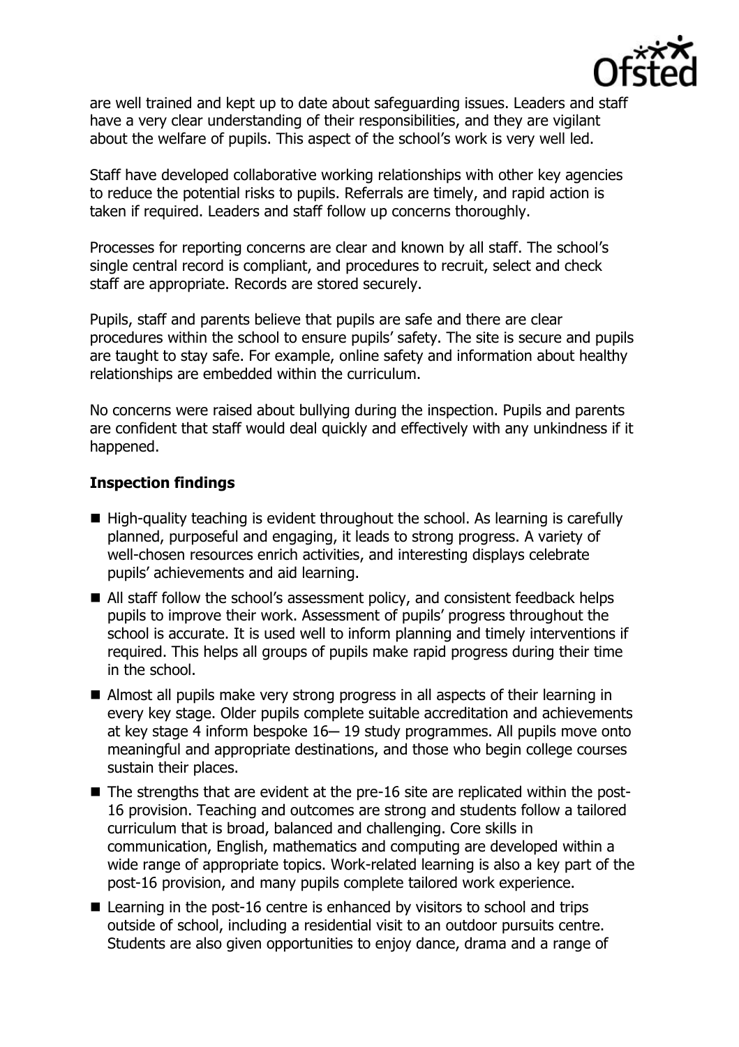are well trained and kept up to date about safeguarding issues. Leaders and staff have a very clear understanding of their responsibilities, and they are vigilant about the welfare of pupils. This aspect of the school's work is very well led.

Staff have developed collaborative working relationships with other key agencies to reduce the potential risks to pupils. Referrals are timely, and rapid action is taken if required. Leaders and staff follow up concerns thoroughly.

Processes for reporting concerns are clear and known by all staff. The school's single central record is compliant, and procedures to recruit, select and check staff are appropriate. Records are stored securely.

Pupils, staff and parents believe that pupils are safe and there are clear procedures within the school to ensure pupils' safety. The site is secure and pupils are taught to stay safe. For example, online safety and information about healthy relationships are embedded within the curriculum.

No concerns were raised about bullying during the inspection. Pupils and parents are confident that staff would deal quickly and effectively with any unkindness if it happened.

## Inspection findings

- High-quality teaching is evident throughout the school. As learning is carefully planned, purposeful and engaging, it leads to strong progress. A variety of well-chosen resources enrich activities, and interesting displays celebrate pupils' achievements and aid learning.
- All staff follow the school's assessment policy, and consistent feedback helps pupils to improve their work. Assessment of pupils' progress throughout the school is accurate. It is used well to inform planning and timely interventions if required. This helps all groups of pupils make rapid progress during their time in the school.
- Almost all pupils make very strong progress in all aspects of their learning in every key stage. Older pupils complete suitable accreditation and achievements at key stage 4 inform bespoke 16– 19 study programmes. All pupils move onto meaningful and appropriate destinations, and those who begin college courses sustain their places.
- The strengths that are evident at the pre-16 site are replicated within the post-16 provision. Teaching and outcomes are strong and students follow a tailored curriculum that is broad, balanced and challenging. Core skills in communication, English, mathematics and computing are developed within a wide range of appropriate topics. Work-related learning is also a key part of the post-16 provision, and many pupils complete tailored work experience.
- Learning in the post-16 centre is enhanced by visitors to school and trips outside of school, including a residential visit to an outdoor pursuits centre. Students are also given opportunities to enjoy dance, drama and a range of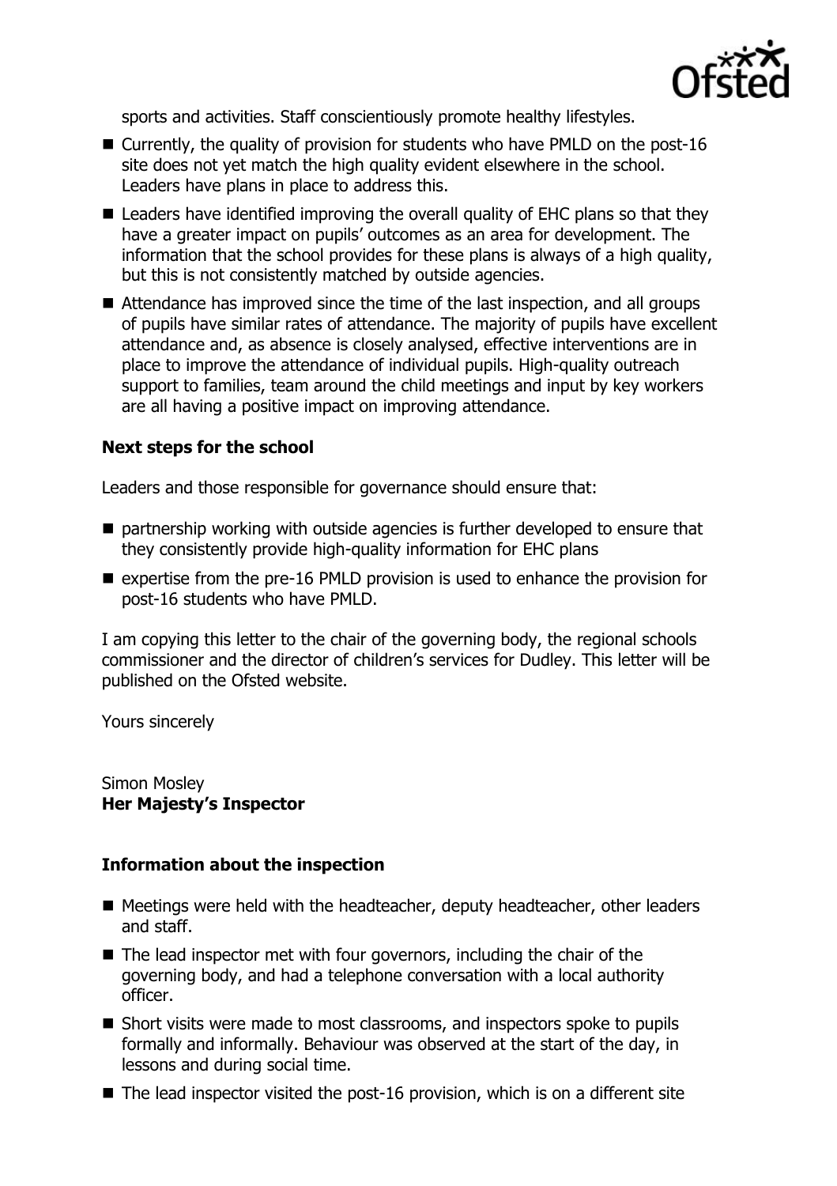sports and activities. Staff conscientiously promote healthy lifestyles.

- Currently, the quality of provision for students who have PMLD on the post-16 site does not yet match the high quality evident elsewhere in the school. Leaders have plans in place to address this.
- Leaders have identified improving the overall quality of EHC plans so that they have a greater impact on pupils' outcomes as an area for development. The information that the school provides for these plans is always of a high quality, but this is not consistently matched by outside agencies.
- Attendance has improved since the time of the last inspection, and all groups of pupils have similar rates of attendance. The majority of pupils have excellent attendance and, as absence is closely analysed, effective interventions are in place to improve the attendance of individual pupils. High-quality outreach support to families, team around the child meetings and input by key workers are all having a positive impact on improving attendance.

### Next steps for the school

Leaders and those responsible for governance should ensure that:

- partnership working with outside agencies is further developed to ensure that they consistently provide high-quality information for EHC plans
- expertise from the pre-16 PMLD provision is used to enhance the provision for post-16 students who have PMLD.

I am copying this letter to the chair of the governing body, the regional schools commissioner and the director of children's services for Dudley. This letter will be published on the Ofsted website.

Yours sincerely

Simon Mosley
**Her Majesty's Inspector**

### Information about the inspection

- Meetings were held with the headteacher, deputy headteacher, other leaders and staff.
- The lead inspector met with four governors, including the chair of the governing body, and had a telephone conversation with a local authority officer.
- Short visits were made to most classrooms, and inspectors spoke to pupils formally and informally. Behaviour was observed at the start of the day, in lessons and during social time.
- The lead inspector visited the post-16 provision, which is on a different site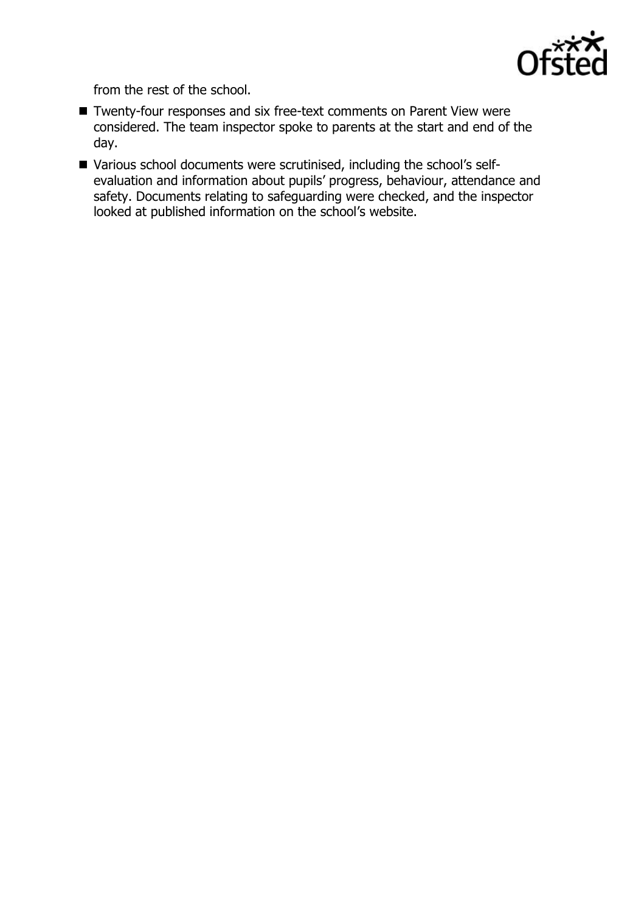from the rest of the school.

- Twenty-four responses and six free-text comments on Parent View were considered. The team inspector spoke to parents at the start and end of the day.
- Various school documents were scrutinised, including the school's self-evaluation and information about pupils' progress, behaviour, attendance and safety. Documents relating to safeguarding were checked, and the inspector looked at published information on the school's website.